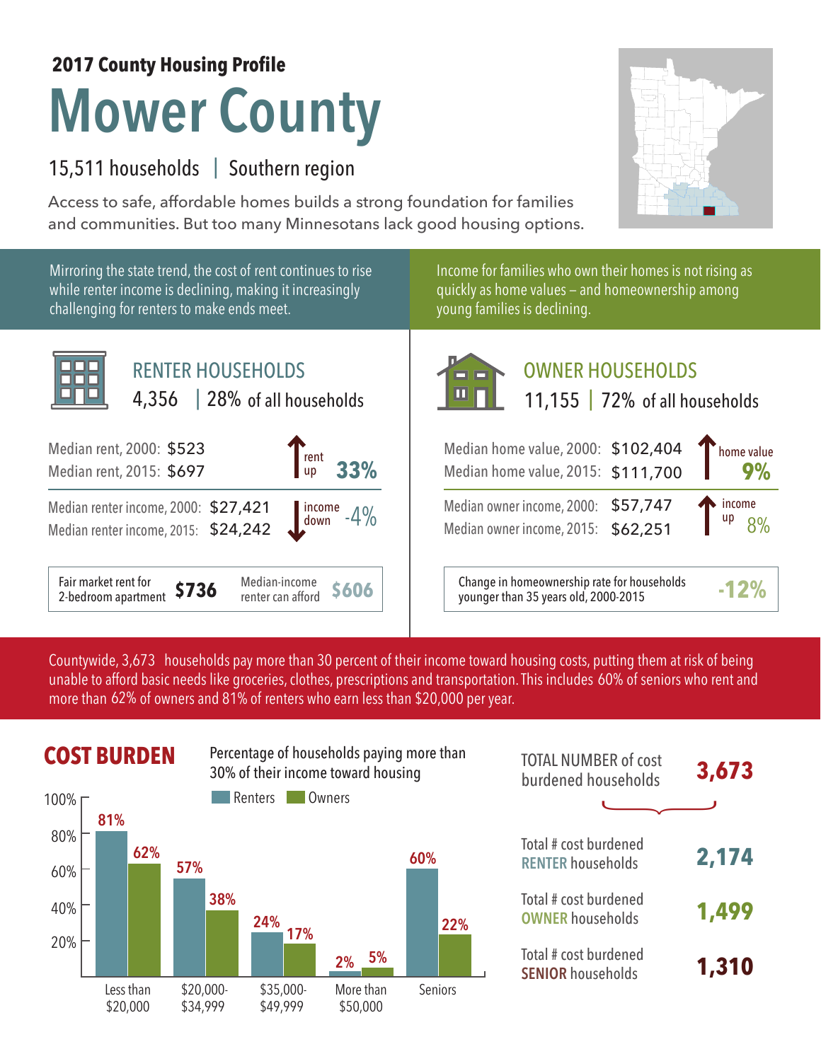**2017 County Housing Profile**

# Mower County

15,511 households | Southern region

Access to safe, affordable homes builds a strong foundation for families and communities. But too many Minnesotans lack good housing options.

Mirroring the state trend, the cost of rent continues to rise while renter income is declining, making it increasingly challenging for renters to make ends meet.

Income for families who own their homes is not rising as quickly as home values – and homeownership among young families is declining.

## RENTER HOUSEHOLDS

4,356 | 28% of all households

| | | |
|---|---|---|
| Median rent, 2000: | $523 | rent up 33% |
| Median rent, 2015: | $697 | |
| Median renter income, 2000: | $27,421 | income down -4% |
| Median renter income, 2015: | $24,242 | |

| Fair market rent for 2-bedroom apartment | $736 | Median-income renter can afford | $606 |
|---|---|---|---|

## OWNER HOUSEHOLDS

11,155 | 72% of all households

| | | |
|---|---|---|
| Median home value, 2000: | $102,404 | home value 9% |
| Median home value, 2015: | $111,700 | |
| Median owner income, 2000: | $57,747 | income up 8% |
| Median owner income, 2015: | $62,251 | |

| Change in homeownership rate for households younger than 35 years old, 2000-2015 | -12% |
|---|---|

Countywide, 3,673 households pay more than 30 percent of their income toward housing costs, putting them at risk of being unable to afford basic needs like groceries, clothes, prescriptions and transportation. This includes 60% of seniors who rent and more than 62% of owners and 81% of renters who earn less than $20,000 per year.

## COST BURDEN

Percentage of households paying more than 30% of their income toward housing

| | Renters | Owners |
|---|---|---|
| Less than $20,000 | 81% | 62% |
| $20,000-$34,999 | 57% | 38% |
| $35,000-$49,999 | 24% | 17% |
| More than $50,000 | 2% | 5% |
| Seniors | 60% | 22% |

| | |
|---|---|
| TOTAL NUMBER of cost burdened households | 3,673 |
| Total # cost burdened RENTER households | 2,174 |
| Total # cost burdened OWNER households | 1,499 |
| Total # cost burdened SENIOR households | 1,310 |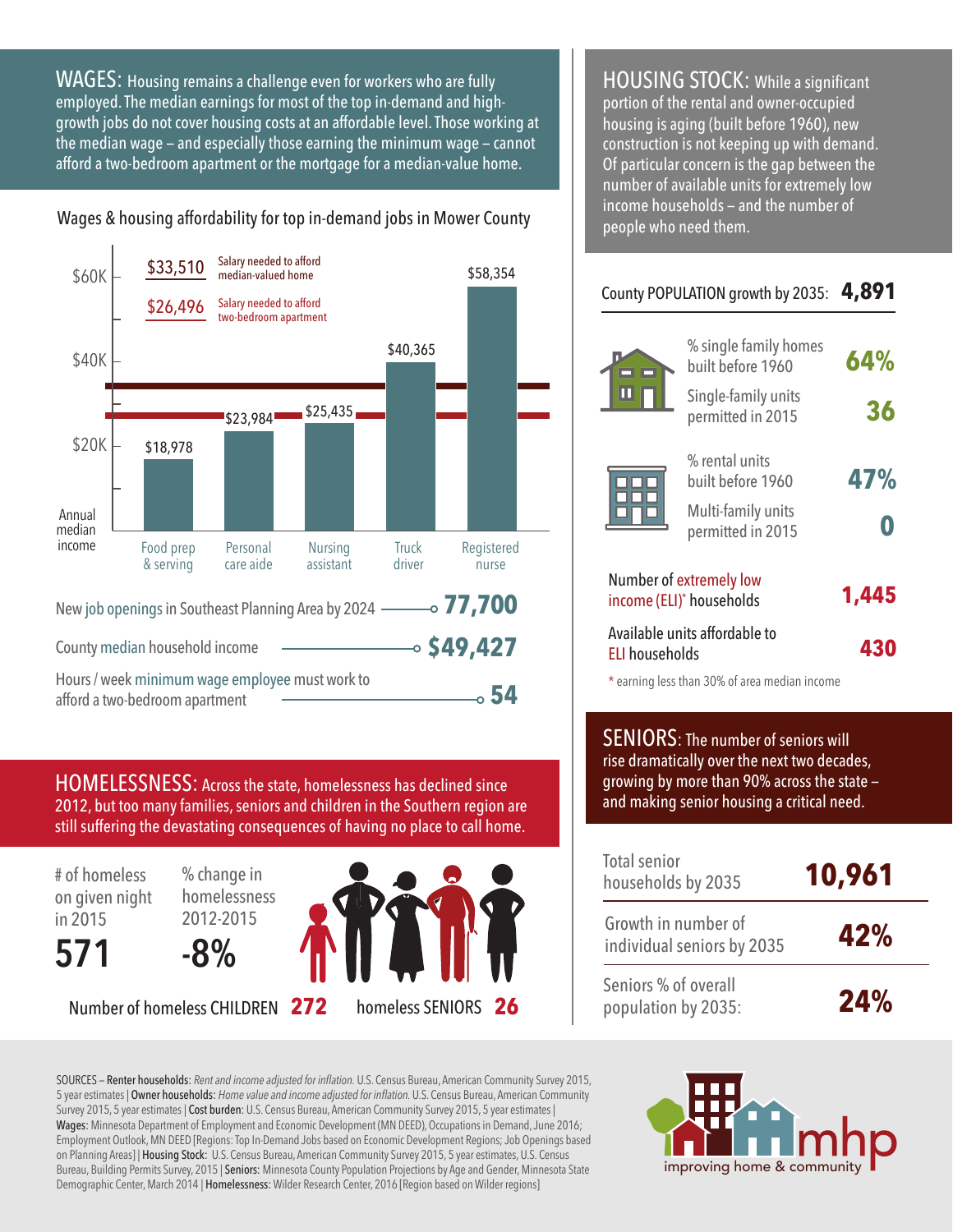## WAGES:

Housing remains a challenge even for workers who are fully employed. The median earnings for most of the top in-demand and high-growth jobs do not cover housing costs at an affordable level. Those working at the median wage – and especially those earning the minimum wage – cannot afford a two-bedroom apartment or the mortgage for a median-value home.

Wages & housing affordability for top in-demand jobs in Mower County

$33,510 Salary needed to afford median-valued home

$26,496 Salary needed to afford two-bedroom apartment

$60K
$40K
$20K
Annual median income

Food prep & serving $18,978
Personal care aide $23,984
Nursing assistant $25,435
Truck driver $40,365
Registered nurse $58,354

New job openings in Southeast Planning Area by 2024 — **77,700**

County median household income — **$49,427**

Hours / week minimum wage employee must work to afford a two-bedroom apartment — **54**

## HOUSING STOCK:

While a significant portion of the rental and owner-occupied housing is aging (built before 1960), new construction is not keeping up with demand. Of particular concern is the gap between the number of available units for extremely low income households – and the number of people who need them.

County POPULATION growth by 2035: **4,891**

| | |
|---|---|
| % single family homes built before 1960 | **64%** |
| Single-family units permitted in 2015 | **36** |
| % rental units built before 1960 | **47%** |
| Multi-family units permitted in 2015 | **0** |
| Number of extremely low income (ELI)* households | **1,445** |
| Available units affordable to ELI households | **430** |

\* earning less than 30% of area median income

## HOMELESSNESS:

Across the state, homelessness has declined since 2012, but too many families, seniors and children in the Southern region are still suffering the devastating consequences of having no place to call home.

# of homeless on given night in 2015 **571**

% change in homelessness 2012-2015 **-8%**

Number of homeless CHILDREN **272**

homeless SENIORS **26**

## SENIORS:

The number of seniors will rise dramatically over the next two decades, growing by more than 90% across the state – and making senior housing a critical need.

| | |
|---|---|
| Total senior households by 2035 | **10,961** |
| Growth in number of individual seniors by 2035 | **42%** |
| Seniors % of overall population by 2035: | **24%** |

SOURCES – **Renter households**: *Rent and income adjusted for inflation.* U.S. Census Bureau, American Community Survey 2015, 5 year estimates | **Owner households**: *Home value and income adjusted for inflation.* U.S. Census Bureau, American Community Survey 2015, 5 year estimates | **Cost burden**: U.S. Census Bureau, American Community Survey 2015, 5 year estimates | **Wages**: Minnesota Department of Employment and Economic Development (MN DEED), Occupations in Demand, June 2016; Employment Outlook, MN DEED [Regions: Top In-Demand Jobs based on Economic Development Regions; Job Openings based on Planning Areas] | **Housing Stock**: U.S. Census Bureau, American Community Survey 2015, 5 year estimates, U.S. Census Bureau, Building Permits Survey, 2015 | **Seniors**: Minnesota County Population Projections by Age and Gender, Minnesota State Demographic Center, March 2014 | **Homelessness**: Wilder Research Center, 2016 [Region based on Wilder regions]

mhp improving home & community